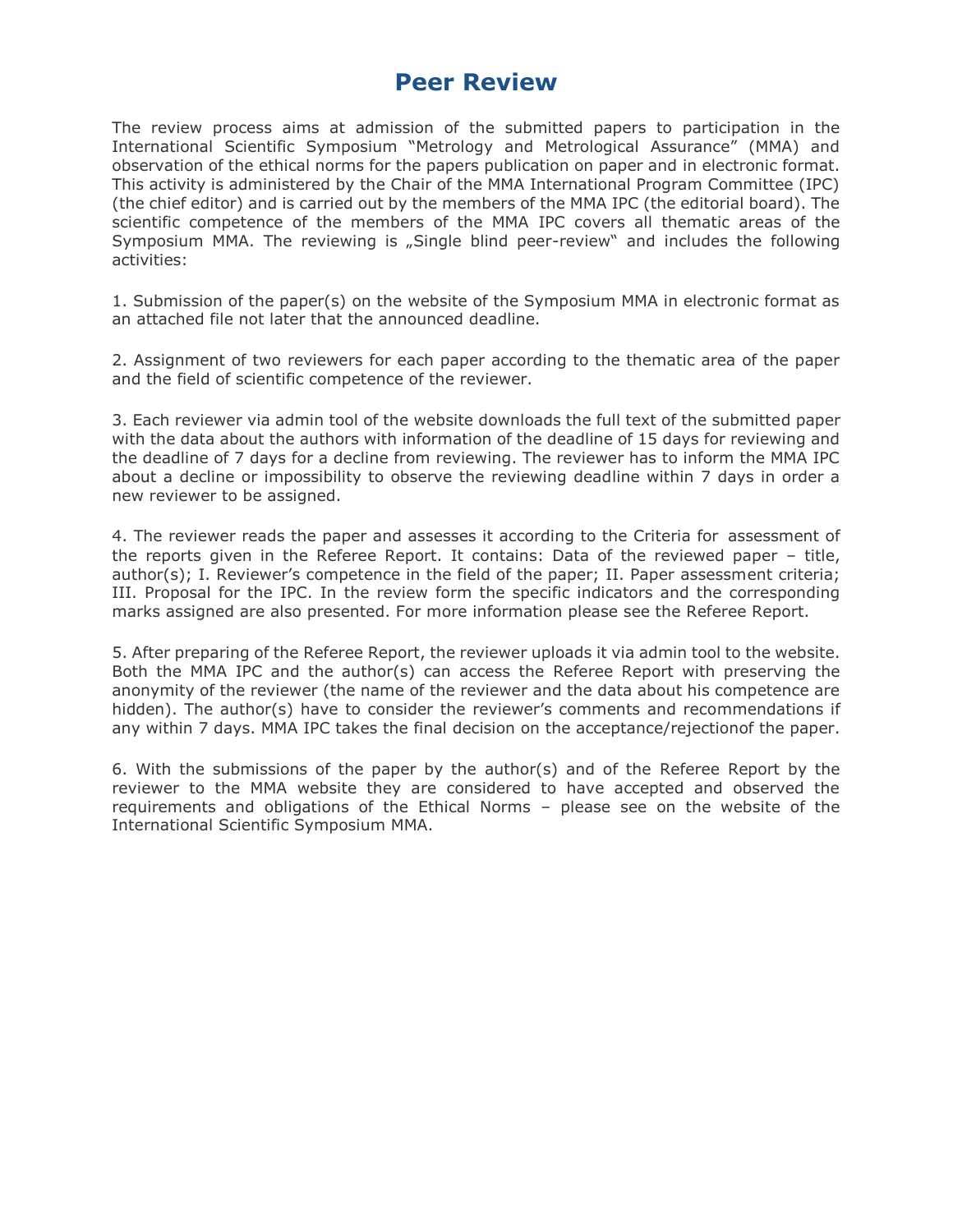# Peer Review

The review process aims at admission of the submitted papers to participation in the International Scientific Symposium "Metrology and Metrological Assurance" (MMA) and observation of the ethical norms for the papers publication on paper and in electronic format. This activity is administered by the Chair of the MMA International Program Committee (IPC) (the chief editor) and is carried out by the members of the MMA IPC (the editorial board). The scientific competence of the members of the MMA IPC covers all thematic areas of the Symposium MMA. The reviewing is „Single blind peer-review" and includes the following activities:

1. Submission of the paper(s) on the website of the Symposium MMA in electronic format as an attached file not later that the announced deadline.

2. Assignment of two reviewers for each paper according to the thematic area of the paper and the field of scientific competence of the reviewer.

3. Each reviewer via admin tool of the website downloads the full text of the submitted paper with the data about the authors with information of the deadline of 15 days for reviewing and the deadline of 7 days for a decline from reviewing. The reviewer has to inform the MMA IPC about a decline or impossibility to observe the reviewing deadline within 7 days in order a new reviewer to be assigned.

4. The reviewer reads the paper and assesses it according to the Criteria for assessment of the reports given in the Referee Report. It contains: Data of the reviewed paper – title, author(s); I. Reviewer's competence in the field of the paper; II. Paper assessment criteria; III. Proposal for the IPC. In the review form the specific indicators and the corresponding marks assigned are also presented. For more information please see the Referee Report.

5. After preparing of the Referee Report, the reviewer uploads it via admin tool to the website. Both the MMA IPC and the author(s) can access the Referee Report with preserving the anonymity of the reviewer (the name of the reviewer and the data about his competence are hidden). The author(s) have to consider the reviewer's comments and recommendations if any within 7 days. MMA IPC takes the final decision on the acceptance/rejectionof the paper.

6. With the submissions of the paper by the author(s) and of the Referee Report by the reviewer to the MMA website they are considered to have accepted and observed the requirements and obligations of the Ethical Norms – please see on the website of the International Scientific Symposium MMA.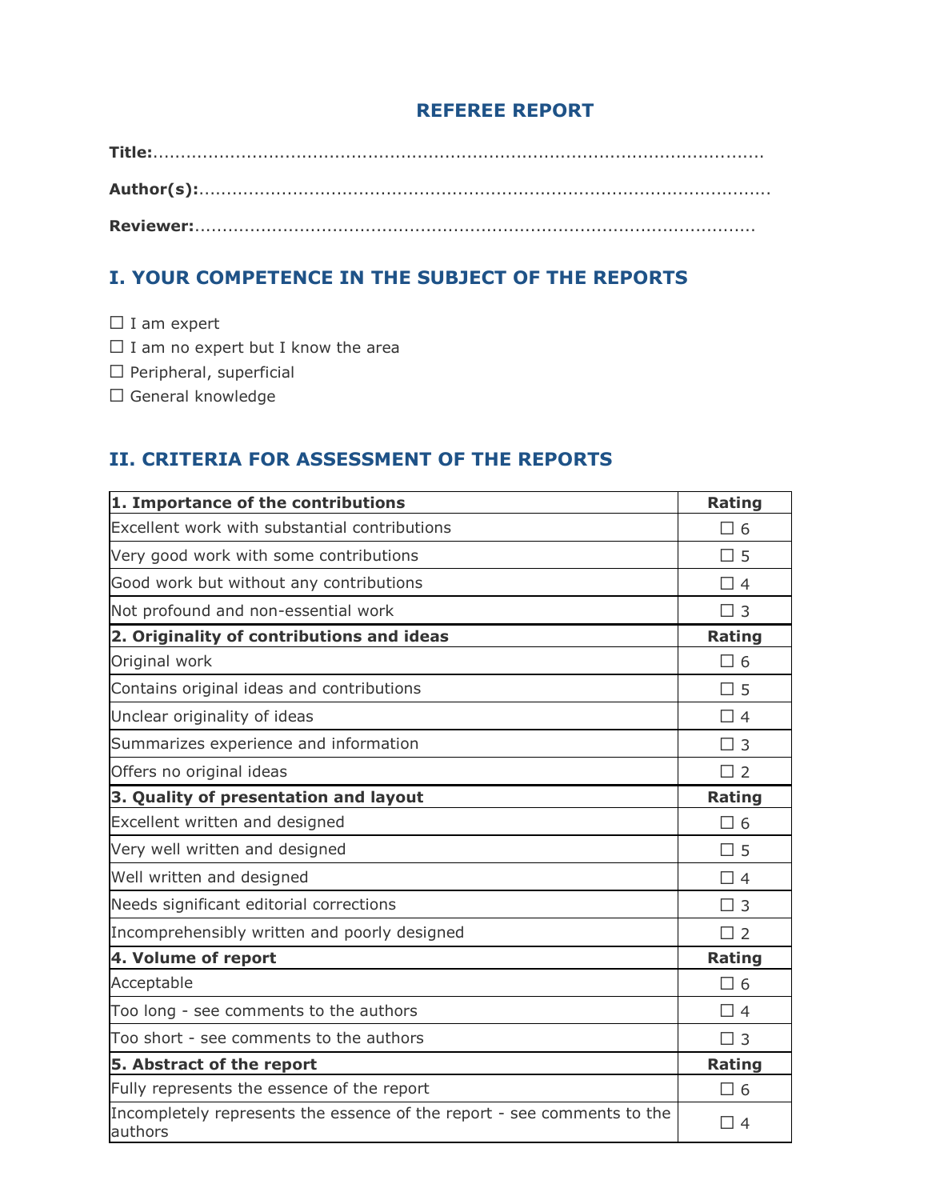# REFEREE REPORT

**Title:**.................................................................................................................

**Author(s):**.........................................................................................................

**Reviewer:**..........................................................................................................

## I. YOUR COMPETENCE IN THE SUBJECT OF THE REPORTS

☐ I am expert

☐ I am no expert but I know the area

☐ Peripheral, superficial

☐ General knowledge

## II. CRITERIA FOR ASSESSMENT OF THE REPORTS

| **1. Importance of the contributions** | **Rating** |
|---|---|
| Excellent work with substantial contributions | ☐ 6 |
| Very good work with some contributions | ☐ 5 |
| Good work but without any contributions | ☐ 4 |
| Not profound and non-essential work | ☐ 3 |
| **2. Originality of contributions and ideas** | **Rating** |
| Original work | ☐ 6 |
| Contains original ideas and contributions | ☐ 5 |
| Unclear originality of ideas | ☐ 4 |
| Summarizes experience and information | ☐ 3 |
| Offers no original ideas | ☐ 2 |
| **3. Quality of presentation and layout** | **Rating** |
| Excellent written and designed | ☐ 6 |
| Very well written and designed | ☐ 5 |
| Well written and designed | ☐ 4 |
| Needs significant editorial corrections | ☐ 3 |
| Incomprehensibly written and poorly designed | ☐ 2 |
| **4. Volume of report** | **Rating** |
| Acceptable | ☐ 6 |
| Too long - see comments to the authors | ☐ 4 |
| Too short - see comments to the authors | ☐ 3 |
| **5. Abstract of the report** | **Rating** |
| Fully represents the essence of the report | ☐ 6 |
| Incompletely represents the essence of the report - see comments to the authors | ☐ 4 |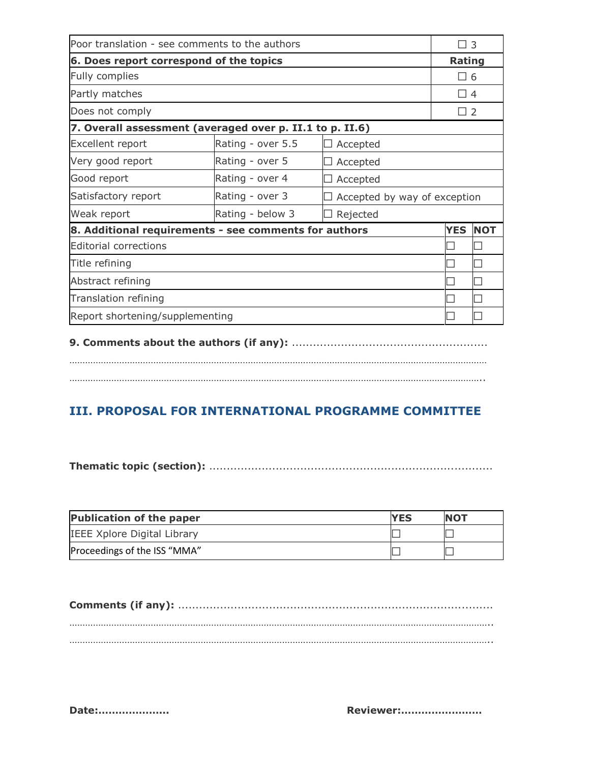| | |
|---|---|
| Poor translation - see comments to the authors | ☐ 3 |
| **6. Does report correspond of the topics** | **Rating** |
| Fully complies | ☐ 6 |
| Partly matches | ☐ 4 |
| Does not comply | ☐ 2 |

| **7. Overall assessment (averaged over p. II.1 to p. II.6)** | | |
|---|---|---|
| Excellent report | Rating - over 5.5 | ☐ Accepted |
| Very good report | Rating - over 5 | ☐ Accepted |
| Good report | Rating - over 4 | ☐ Accepted |
| Satisfactory report | Rating - over 3 | ☐ Accepted by way of exception |
| Weak report | Rating - below 3 | ☐ Rejected |

| **8. Additional requirements - see comments for authors** | **YES** | **NOT** |
|---|---|---|
| Editorial corrections | ☐ | ☐ |
| Title refining | ☐ | ☐ |
| Abstract refining | ☐ | ☐ |
| Translation refining | ☐ | ☐ |
| Report shortening/supplementing | ☐ | ☐ |

**9. Comments about the authors (if any):** ......................................................

……………………………………………………………………………………………………………………………………………

……………………………………………………………………………………………………………………………………………..

## III. PROPOSAL FOR INTERNATIONAL PROGRAMME COMMITTEE

**Thematic topic (section):** ..................................................................................

| **Publication of the paper** | **YES** | **NOT** |
|---|---|---|
| IEEE Xplore Digital Library | ☐ | ☐ |
| Proceedings of the ISS "MMA" | ☐ | ☐ |

**Comments (if any):** ..........................................................................................

……………………………………………………………………………………………………………………………………………..

……………………………………………………………………………………………………………………………………………..

**Date:....................** **Reviewer:.......................**